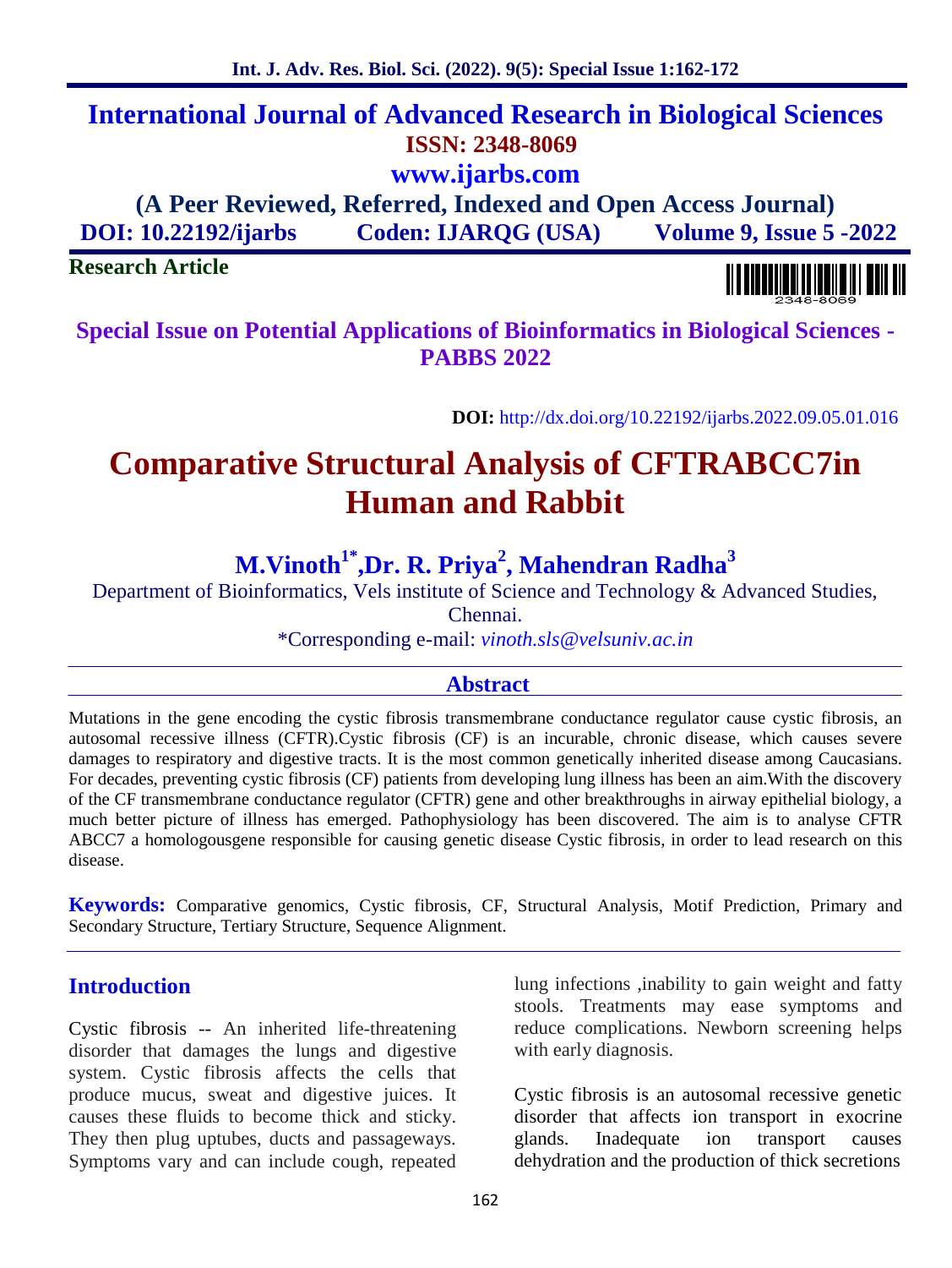# International Journal of Advanced Research in Biological Sciences

**ISSN: 2348-8069**

**www.ijarbs.com**

**(A Peer Reviewed, Referred, Indexed and Open Access Journal)**

**DOI: 10.22192/ijarbs** **Coden: IJARQG (USA)** **Volume 9, Issue 5 -2022**

**Research Article**

**Special Issue on Potential Applications of Bioinformatics in Biological Sciences - PABBS 2022**

**DOI:** http://dx.doi.org/10.22192/ijarbs.2022.09.05.01.016

# Comparative Structural Analysis of CFTRABCC7in Human and Rabbit

**M.Vinoth[1*],Dr. R. Priya[2], Mahendran Radha[3]**

Department of Bioinformatics, Vels institute of Science and Technology & Advanced Studies, Chennai.

*Corresponding e-mail: *vinoth.sls@velsuniv.ac.in*

## Abstract

Mutations in the gene encoding the cystic fibrosis transmembrane conductance regulator cause cystic fibrosis, an autosomal recessive illness (CFTR).Cystic fibrosis (CF) is an incurable, chronic disease, which causes severe damages to respiratory and digestive tracts. It is the most common genetically inherited disease among Caucasians. For decades, preventing cystic fibrosis (CF) patients from developing lung illness has been an aim.With the discovery of the CF transmembrane conductance regulator (CFTR) gene and other breakthroughs in airway epithelial biology, a much better picture of illness has emerged. Pathophysiology has been discovered. The aim is to analyse CFTR ABCC7 a homologousgene responsible for causing genetic disease Cystic fibrosis, in order to lead research on this disease.

**Keywords:** Comparative genomics, Cystic fibrosis, CF, Structural Analysis, Motif Prediction, Primary and Secondary Structure, Tertiary Structure, Sequence Alignment.

## Introduction

Cystic fibrosis -- An inherited life-threatening disorder that damages the lungs and digestive system. Cystic fibrosis affects the cells that produce mucus, sweat and digestive juices. It causes these fluids to become thick and sticky. They then plug uptubes, ducts and passageways. Symptoms vary and can include cough, repeated lung infections ,inability to gain weight and fatty stools. Treatments may ease symptoms and reduce complications. Newborn screening helps with early diagnosis.

Cystic fibrosis is an autosomal recessive genetic disorder that affects ion transport in exocrine glands. Inadequate ion transport causes dehydration and the production of thick secretions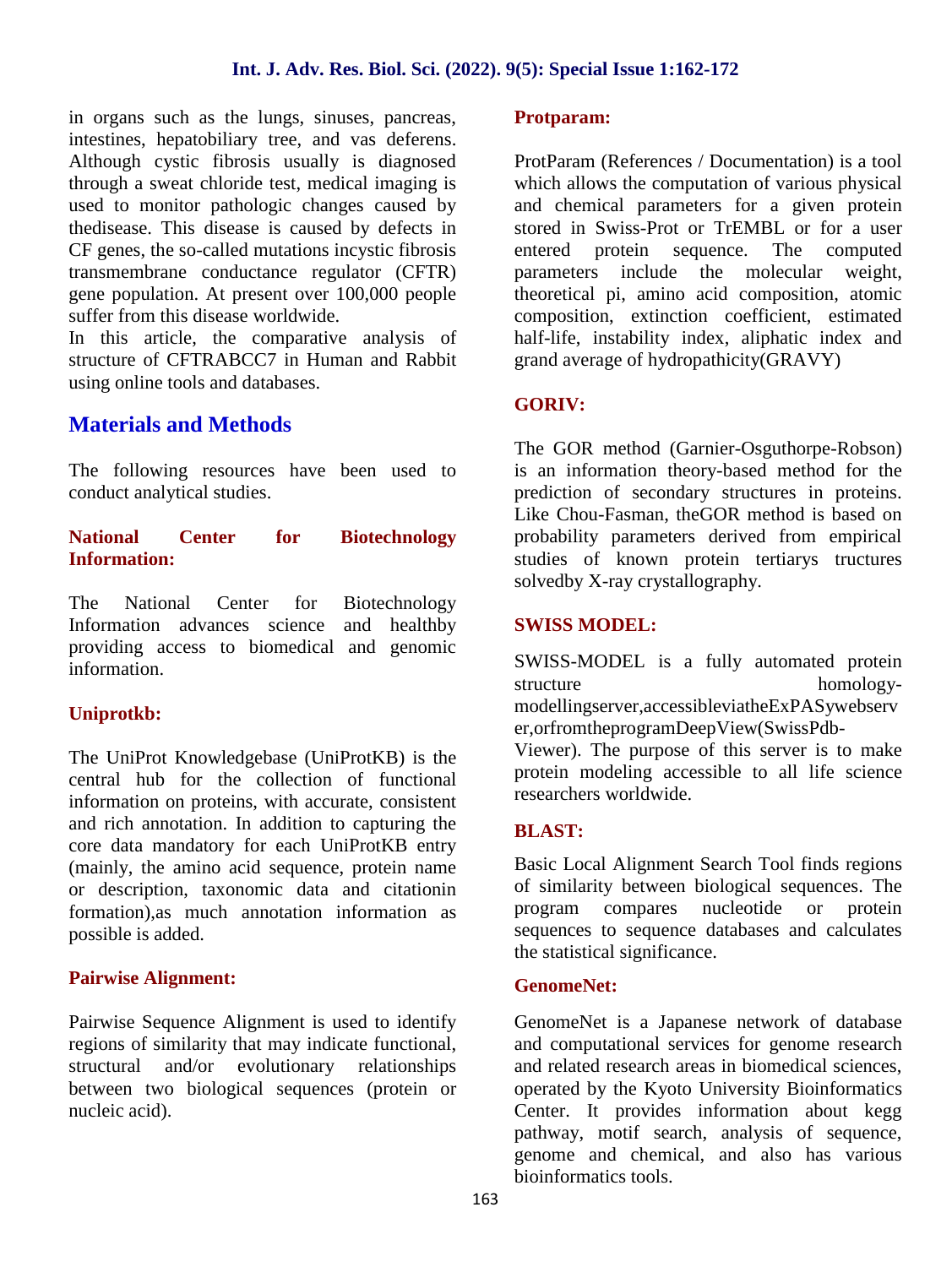in organs such as the lungs, sinuses, pancreas, intestines, hepatobiliary tree, and vas deferens. Although cystic fibrosis usually is diagnosed through a sweat chloride test, medical imaging is used to monitor pathologic changes caused by thedisease. This disease is caused by defects in CF genes, the so-called mutations incystic fibrosis transmembrane conductance regulator (CFTR) gene population. At present over 100,000 people suffer from this disease worldwide.

In this article, the comparative analysis of structure of CFTRABCC7 in Human and Rabbit using online tools and databases.

## Materials and Methods

The following resources have been used to conduct analytical studies.

### National Center for Biotechnology Information:

The National Center for Biotechnology Information advances science and healthby providing access to biomedical and genomic information.

### Uniprotkb:

The UniProt Knowledgebase (UniProtKB) is the central hub for the collection of functional information on proteins, with accurate, consistent and rich annotation. In addition to capturing the core data mandatory for each UniProtKB entry (mainly, the amino acid sequence, protein name or description, taxonomic data and citationin formation),as much annotation information as possible is added.

### Pairwise Alignment:

Pairwise Sequence Alignment is used to identify regions of similarity that may indicate functional, structural and/or evolutionary relationships between two biological sequences (protein or nucleic acid).

### Protparam:

ProtParam (References / Documentation) is a tool which allows the computation of various physical and chemical parameters for a given protein stored in Swiss-Prot or TrEMBL or for a user entered protein sequence. The computed parameters include the molecular weight, theoretical pi, amino acid composition, atomic composition, extinction coefficient, estimated half-life, instability index, aliphatic index and grand average of hydropathicity(GRAVY)

### GORIV:

The GOR method (Garnier-Osguthorpe-Robson) is an information theory-based method for the prediction of secondary structures in proteins. Like Chou-Fasman, theGOR method is based on probability parameters derived from empirical studies of known protein tertiarys tructures solvedby X-ray crystallography.

### SWISS MODEL:

SWISS-MODEL is a fully automated protein structure homology-modellingserver,accessibleviatheExPASywebserver,orfromtheprogramDeepView(SwissPdb-Viewer). The purpose of this server is to make protein modeling accessible to all life science researchers worldwide.

### BLAST:

Basic Local Alignment Search Tool finds regions of similarity between biological sequences. The program compares nucleotide or protein sequences to sequence databases and calculates the statistical significance.

### GenomeNet:

GenomeNet is a Japanese network of database and computational services for genome research and related research areas in biomedical sciences, operated by the Kyoto University Bioinformatics Center. It provides information about kegg pathway, motif search, analysis of sequence, genome and chemical, and also has various bioinformatics tools.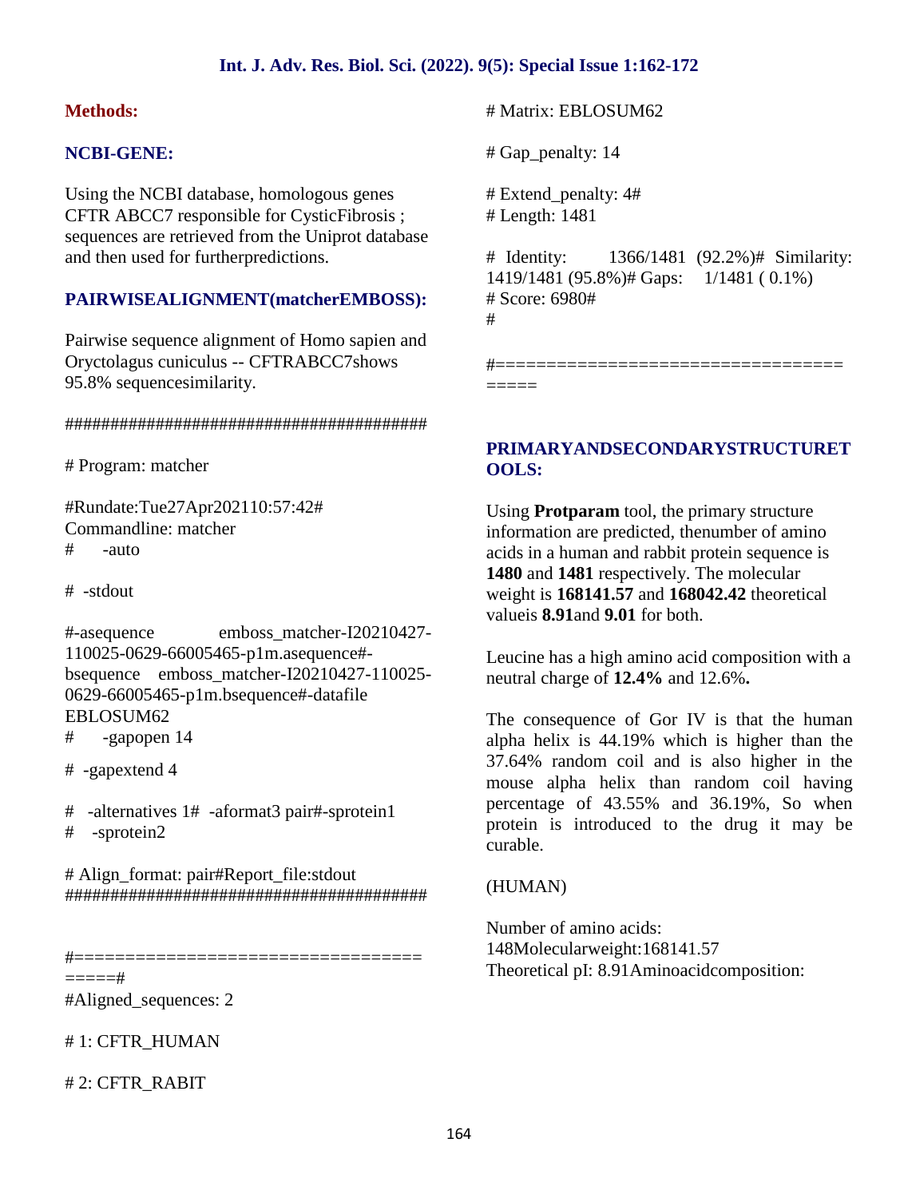**Methods:**

## NCBI-GENE:

Using the NCBI database, homologous genes CFTR ABCC7 responsible for CysticFibrosis ; sequences are retrieved from the Uniprot database and then used for furtherpredictions.

## PAIRWISEALIGNMENT(matcherEMBOSS):

Pairwise sequence alignment of Homo sapien and Oryctolagus cuniculus -- CFTRABCC7shows 95.8% sequencesimilarity.

```
########################################

# Program: matcher

#Rundate:Tue27Apr202110:57:42#
Commandline: matcher
#      -auto

# -stdout

#-asequence         emboss_matcher-I20210427-
110025-0629-66005465-p1m.asequence#-
bsequence   emboss_matcher-I20210427-110025-
0629-66005465-p1m.bsequence#-datafile
EBLOSUM62
#      -gapopen 14

# -gapextend 4

#  -alternatives 1#  -aformat3 pair#-sprotein1
#    -sprotein2

# Align_format: pair#Report_file:stdout
########################################

#=================================
=====#
#Aligned_sequences: 2

# 1: CFTR_HUMAN

# 2: CFTR_RABIT

# Matrix: EBLOSUM62

# Gap_penalty: 14

# Extend_penalty: 4#
# Length: 1481

# Identity:      1366/1481 (92.2%)# Similarity:
1419/1481 (95.8%)# Gaps:    1/1481 ( 0.1%)
# Score: 6980#
#

#=================================
=====
```

## PRIMARYANDSECONDARYSTRUCTURETOOLS:

Using **Protparam** tool, the primary structure information are predicted, thenumber of amino acids in a human and rabbit protein sequence is **1480** and **1481** respectively. The molecular weight is **168141.57** and **168042.42** theoretical valueis **8.91**and **9.01** for both.

Leucine has a high amino acid composition with a neutral charge of **12.4%** and 12.6%**.**

The consequence of Gor IV is that the human alpha helix is 44.19% which is higher than the 37.64% random coil and is also higher in the mouse alpha helix than random coil having percentage of 43.55% and 36.19%, So when protein is introduced to the drug it may be curable.

(HUMAN)

Number of amino acids:
148Molecularweight:168141.57
Theoretical pI: 8.91Aminoacidcomposition: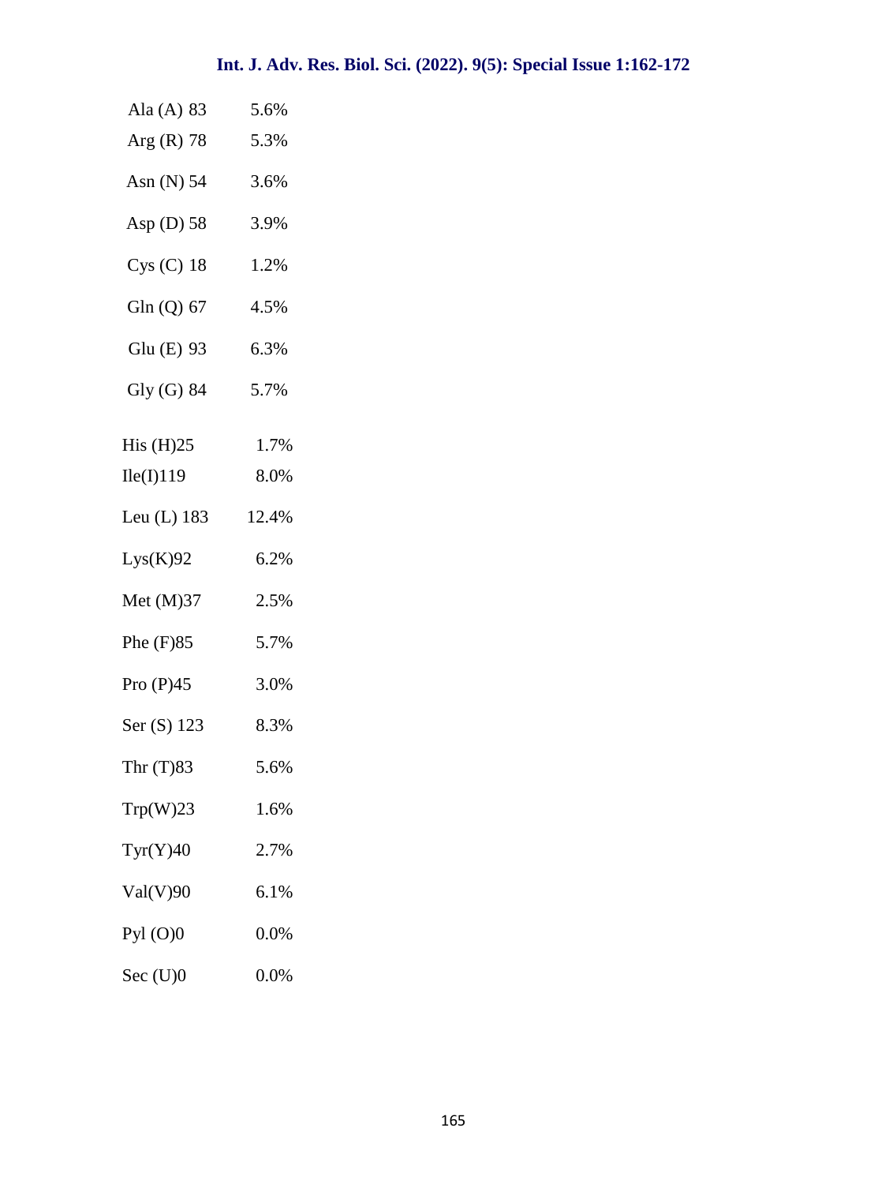| | |
|---|---|
| Ala (A) 83 | 5.6% |
| Arg (R) 78 | 5.3% |
| Asn (N) 54 | 3.6% |
| Asp (D) 58 | 3.9% |
| Cys (C) 18 | 1.2% |
| Gln (Q) 67 | 4.5% |
| Glu (E) 93 | 6.3% |
| Gly (G) 84 | 5.7% |
| His (H)25 | 1.7% |
| Ile(I)119 | 8.0% |
| Leu (L) 183 | 12.4% |
| Lys(K)92 | 6.2% |
| Met (M)37 | 2.5% |
| Phe (F)85 | 5.7% |
| Pro (P)45 | 3.0% |
| Ser (S) 123 | 8.3% |
| Thr (T)83 | 5.6% |
| Trp(W)23 | 1.6% |
| Tyr(Y)40 | 2.7% |
| Val(V)90 | 6.1% |
| Pyl (O)0 | 0.0% |
| Sec (U)0 | 0.0% |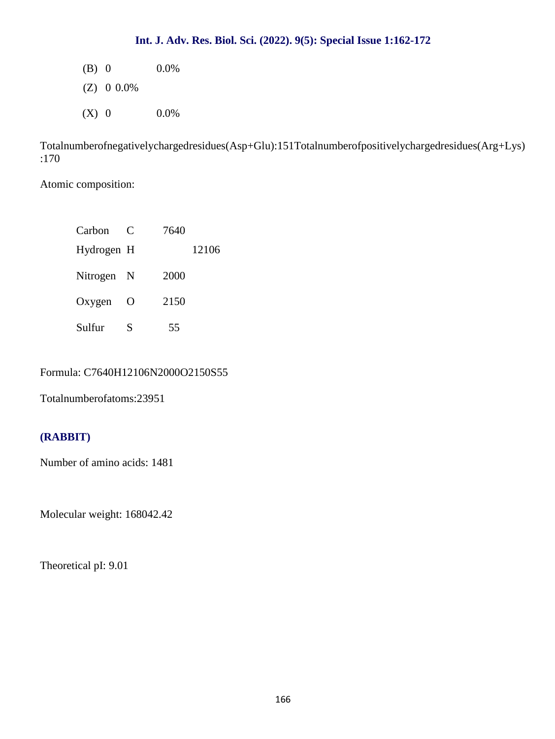(B) 0 0.0%

(Z) 0 0.0%

(X) 0 0.0%

Totalnumberofnegativelychargedresidues(Asp+Glu):151Totalnumberofpositivelychargedresidues(Arg+Lys):170

Atomic composition:

| | | |
|---|---|---|
| Carbon | C | 7640 |
| Hydrogen | H | 12106 |
| Nitrogen | N | 2000 |
| Oxygen | O | 2150 |
| Sulfur | S | 55 |

Formula: $C_{7640}H_{12106}N_{2000}O_{2150}S_{55}$

Totalnumberofatoms:23951

**(RABBIT)**

Number of amino acids: 1481

Molecular weight: 168042.42

Theoretical pI: 9.01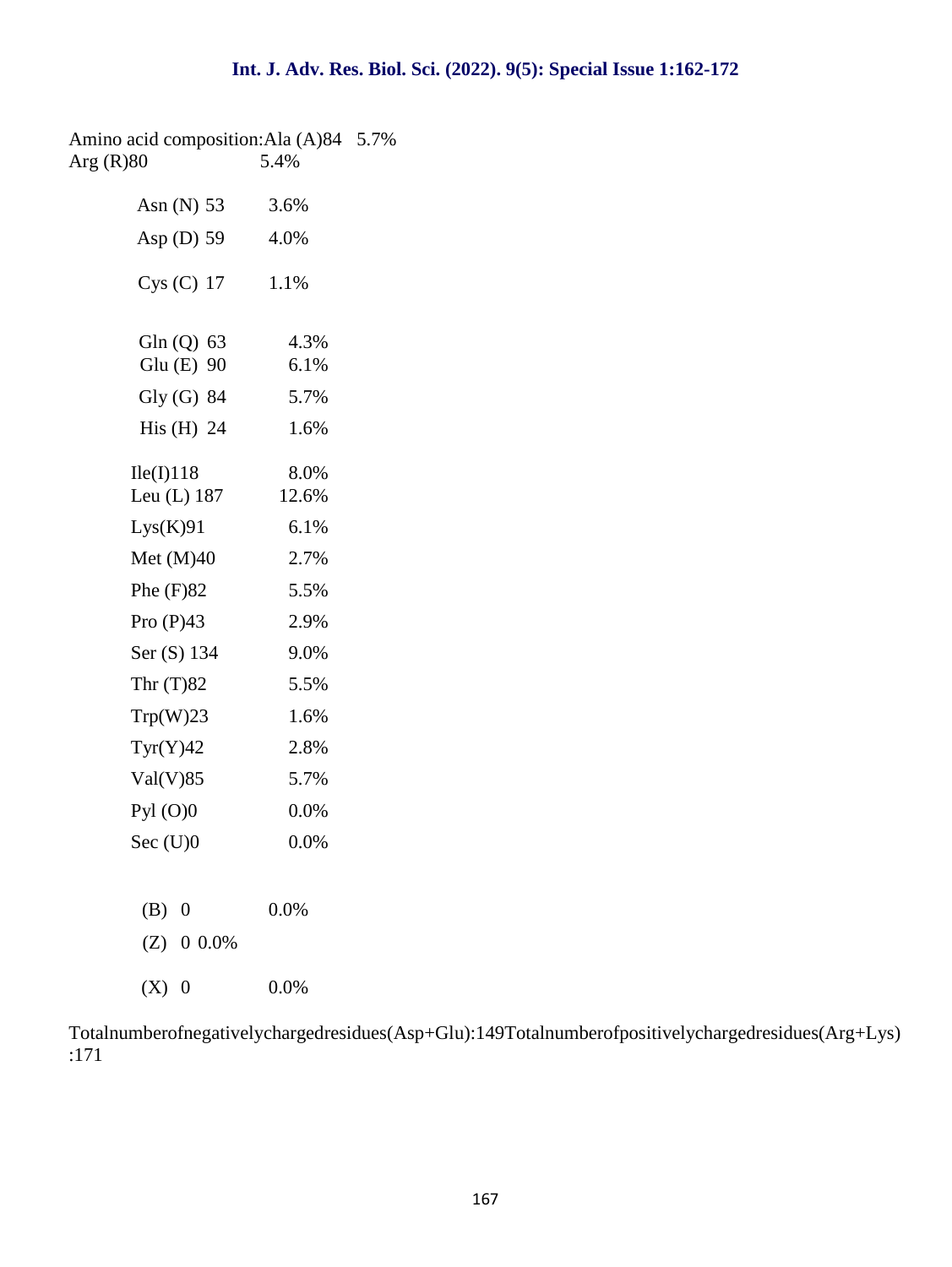Amino acid composition:

| Amino acid | Count | % |
|---|---|---|
| Ala (A) | 84 | 5.7% |
| Arg (R) | 80 | 5.4% |
| Asn (N) | 53 | 3.6% |
| Asp (D) | 59 | 4.0% |
| Cys (C) | 17 | 1.1% |
| Gln (Q) | 63 | 4.3% |
| Glu (E) | 90 | 6.1% |
| Gly (G) | 84 | 5.7% |
| His (H) | 24 | 1.6% |
| Ile(I) | 118 | 8.0% |
| Leu (L) | 187 | 12.6% |
| Lys(K) | 91 | 6.1% |
| Met (M) | 40 | 2.7% |
| Phe (F) | 82 | 5.5% |
| Pro (P) | 43 | 2.9% |
| Ser (S) | 134 | 9.0% |
| Thr (T) | 82 | 5.5% |
| Trp(W) | 23 | 1.6% |
| Tyr(Y) | 42 | 2.8% |
| Val(V) | 85 | 5.7% |
| Pyl (O) | 0 | 0.0% |
| Sec (U) | 0 | 0.0% |
| (B) | 0 | 0.0% |
| (Z) | 0 | 0.0% |
| (X) | 0 | 0.0% |

Totalnumberofnegativelychargedresidues(Asp+Glu):149Totalnumberofpositivelychargedresidues(Arg+Lys):171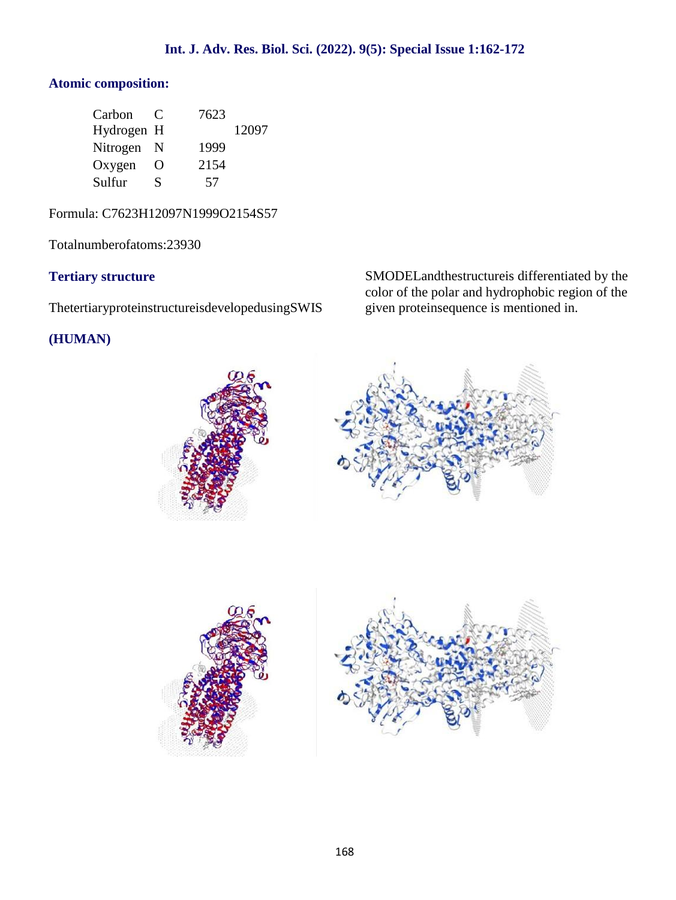### Atomic composition:

| | | |
|---|---|---|
| Carbon | C | 7623 |
| Hydrogen | H | 12097 |
| Nitrogen | N | 1999 |
| Oxygen | O | 2154 |
| Sulfur | S | 57 |

Formula: $C_{7623}H_{12097}N_{1999}O_{2154}S_{57}$

Totalnumberofatoms:23930

### Tertiary structure

ThetertiaryproteinstructureisdevelopedusingSWISSMODELandthestructureis differentiated by the color of the polar and hydrophobic region of the given proteinsequence is mentioned in.

### (HUMAN)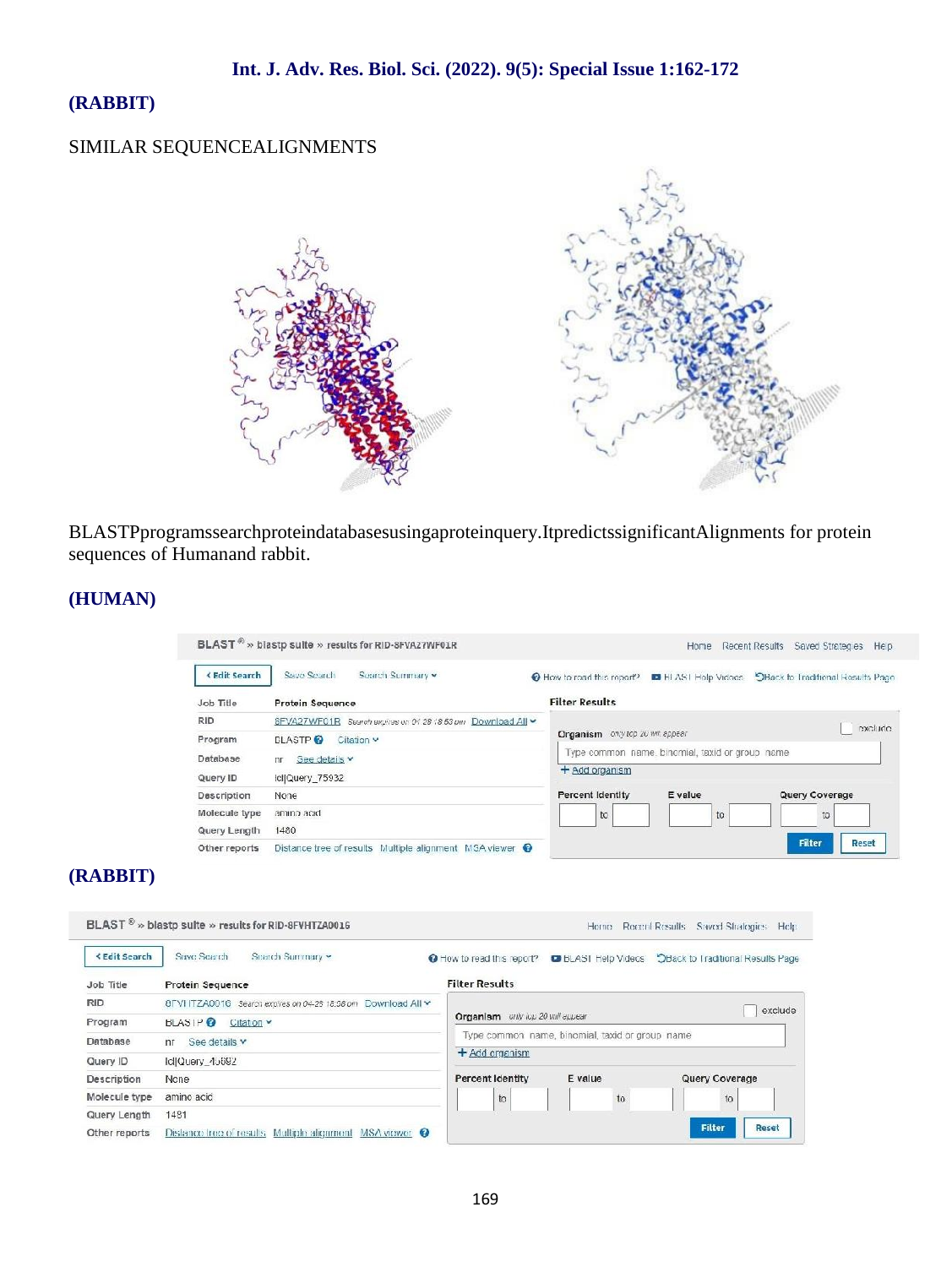**(RABBIT)**

SIMILAR SEQUENCEALIGNMENTS

BLASTPprogramssearchproteindatabasesusingaproteinquery.ItpredictssignificantAlignments for protein sequences of Humanand rabbit.

**(HUMAN)**

BLAST® » blastp suite » results for RID-8FVA27WF01R

| Job Title | Protein Sequence |
|---|---|
| RID | 8FVA27WF01R Search expires on 04-28 18:53 pm Download All |
| Program | BLASTP Citation |
| Database | nr See details |
| Query ID | lcl\|Query_75932 |
| Description | None |
| Molecule type | amino acid |
| Query Length | 1480 |
| Other reports | Distance tree of results Multiple alignment MSA viewer |

**(RABBIT)**

BLAST® » blastp suite » results for RID-8FVHTZA0016

| Job Title | Protein Sequence |
|---|---|
| RID | 8FVHTZA0016 Search expires on 04-28 18:58 pm Download All |
| Program | BLASTP Citation |
| Database | nr See details |
| Query ID | lcl\|Query_45692 |
| Description | None |
| Molecule type | amino acid |
| Query Length | 1481 |
| Other reports | Distance tree of results Multiple alignment MSA viewer |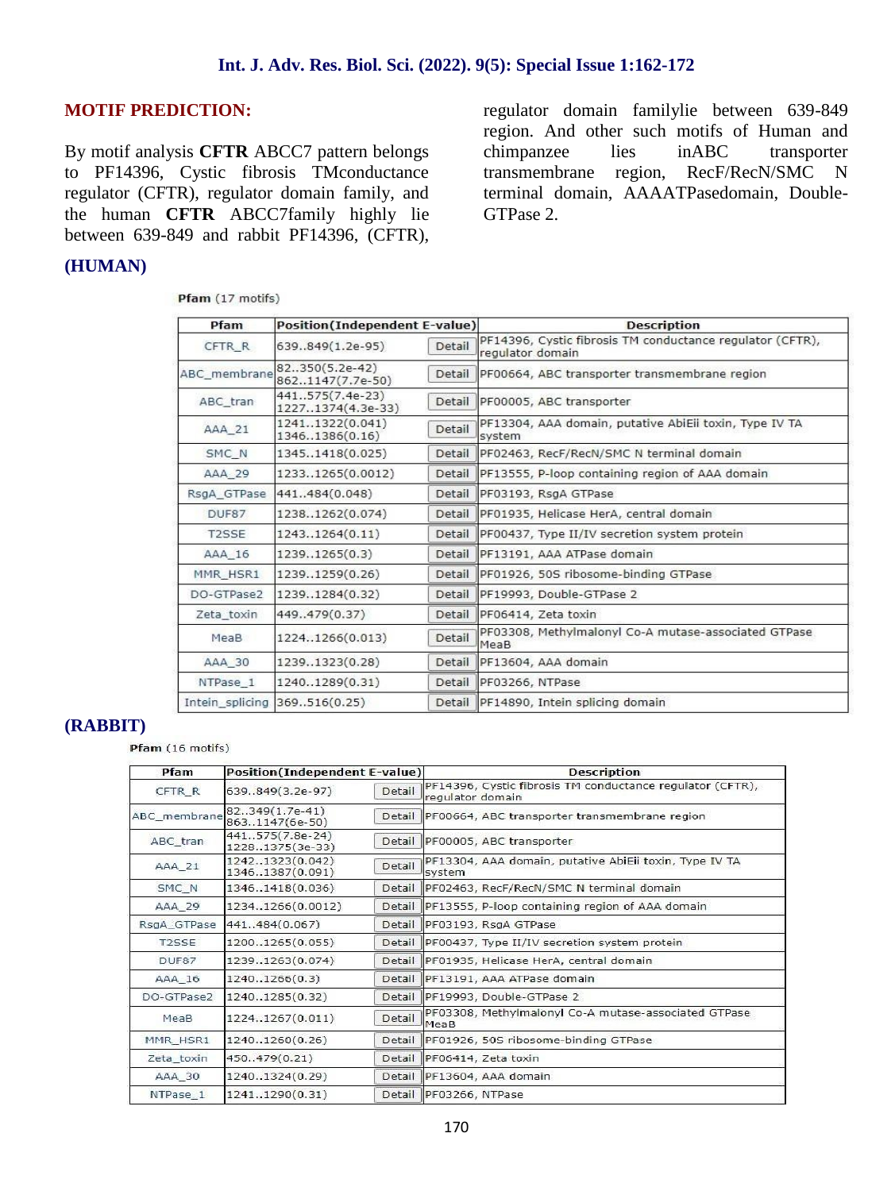## MOTIF PREDICTION:

By motif analysis **CFTR** ABCC7 pattern belongs to PF14396, Cystic fibrosis TMconductance regulator (CFTR), regulator domain family, and the human **CFTR** ABCC7family highly lie between 639-849 and rabbit PF14396, (CFTR), regulator domain familylie between 639-849 region. And other such motifs of Human and chimpanzee lies inABC transporter transmembrane region, RecF/RecN/SMC N terminal domain, AAAATPasedomain, Double-GTPase 2.

### (HUMAN)

**Pfam** (17 motifs)

| Pfam | Position(Independent E-value) | | Description |
|---|---|---|---|
| CFTR_R | 639..849(1.2e-95) | Detail | PF14396, Cystic fibrosis TM conductance regulator (CFTR), regulator domain |
| ABC_membrane | 82..350(5.2e-42) 862..1147(7.7e-50) | Detail | PF00664, ABC transporter transmembrane region |
| ABC_tran | 441..575(7.4e-23) 1227..1374(4.3e-33) | Detail | PF00005, ABC transporter |
| AAA_21 | 1241..1322(0.041) 1346..1386(0.16) | Detail | PF13304, AAA domain, putative AbiEii toxin, Type IV TA system |
| SMC_N | 1345..1418(0.025) | Detail | PF02463, RecF/RecN/SMC N terminal domain |
| AAA_29 | 1233..1265(0.0012) | Detail | PF13555, P-loop containing region of AAA domain |
| RsgA_GTPase | 441..484(0.048) | Detail | PF03193, RsgA GTPase |
| DUF87 | 1238..1262(0.074) | Detail | PF01935, Helicase HerA, central domain |
| T2SSE | 1243..1264(0.11) | Detail | PF00437, Type II/IV secretion system protein |
| AAA_16 | 1239..1265(0.3) | Detail | PF13191, AAA ATPase domain |
| MMR_HSR1 | 1239..1259(0.26) | Detail | PF01926, 50S ribosome-binding GTPase |
| DO-GTPase2 | 1239..1284(0.32) | Detail | PF19993, Double-GTPase 2 |
| Zeta_toxin | 449..479(0.37) | Detail | PF06414, Zeta toxin |
| MeaB | 1224..1266(0.013) | Detail | PF03308, Methylmalonyl Co-A mutase-associated GTPase MeaB |
| AAA_30 | 1239..1323(0.28) | Detail | PF13604, AAA domain |
| NTPase_1 | 1240..1289(0.31) | Detail | PF03266, NTPase |
| Intein_splicing | 369..516(0.25) | Detail | PF14890, Intein splicing domain |

### (RABBIT)

**Pfam** (16 motifs)

| Pfam | Position(Independent E-value) | | Description |
|---|---|---|---|
| CFTR_R | 639..849(3.2e-97) | Detail | PF14396, Cystic fibrosis TM conductance regulator (CFTR), regulator domain |
| ABC_membrane | 82..349(1.7e-41) 863..1147(6e-50) | Detail | PF00664, ABC transporter transmembrane region |
| ABC_tran | 441..575(7.8e-24) 1228..1375(3e-33) | Detail | PF00005, ABC transporter |
| AAA_21 | 1242..1323(0.042) 1346..1387(0.091) | Detail | PF13304, AAA domain, putative AbiEii toxin, Type IV TA system |
| SMC_N | 1346..1418(0.036) | Detail | PF02463, RecF/RecN/SMC N terminal domain |
| AAA_29 | 1234..1266(0.0012) | Detail | PF13555, P-loop containing region of AAA domain |
| RsgA_GTPase | 441..484(0.067) | Detail | PF03193, RsgA GTPase |
| T2SSE | 1200..1265(0.055) | Detail | PF00437, Type II/IV secretion system protein |
| DUF87 | 1239..1263(0.074) | Detail | PF01935, Helicase HerA, central domain |
| AAA_16 | 1240..1266(0.3) | Detail | PF13191, AAA ATPase domain |
| DO-GTPase2 | 1240..1285(0.32) | Detail | PF19993, Double-GTPase 2 |
| MeaB | 1224..1267(0.011) | Detail | PF03308, Methylmalonyl Co-A mutase-associated GTPase MeaB |
| MMR_HSR1 | 1240..1260(0.26) | Detail | PF01926, 50S ribosome-binding GTPase |
| Zeta_toxin | 450..479(0.21) | Detail | PF06414, Zeta toxin |
| AAA_30 | 1240..1324(0.29) | Detail | PF13604, AAA domain |
| NTPase_1 | 1241..1290(0.31) | Detail | PF03266, NTPase |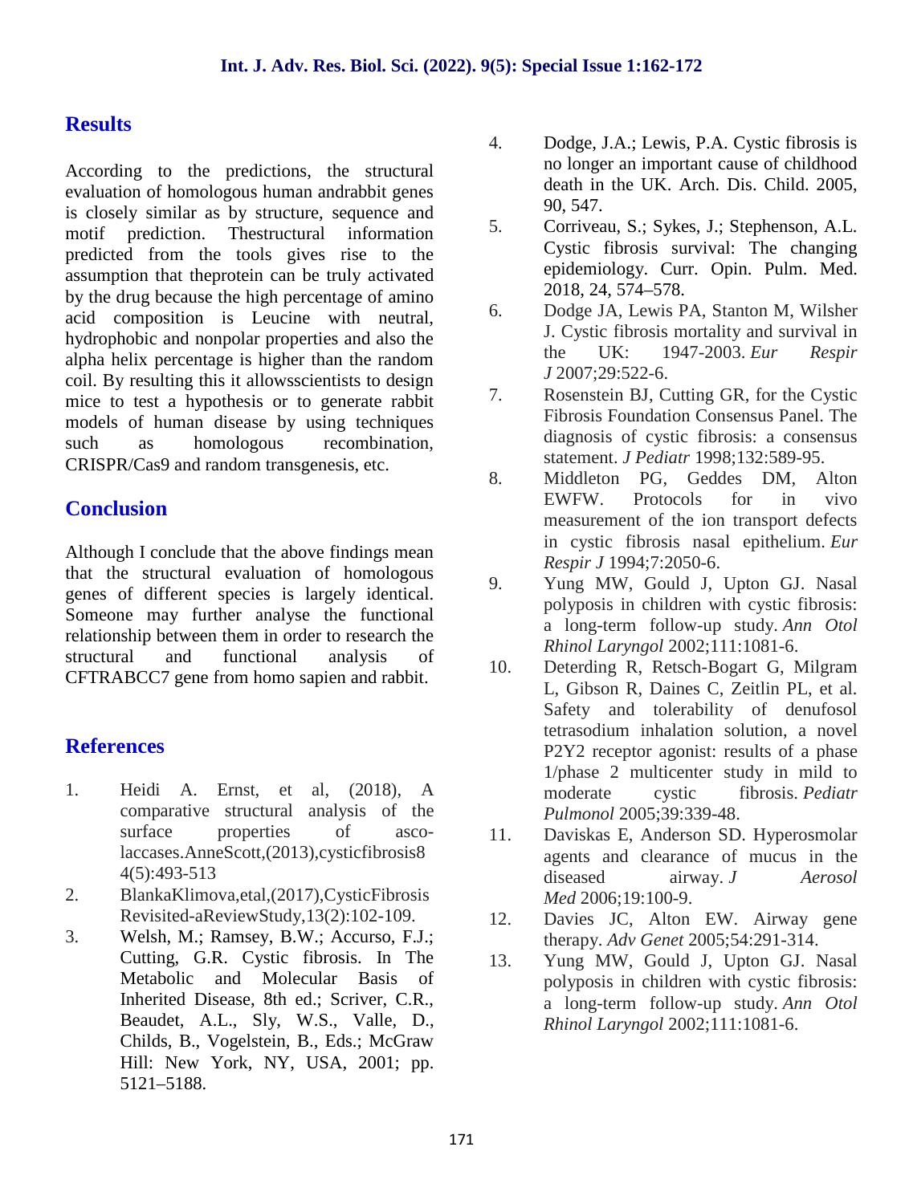## Results

According to the predictions, the structural evaluation of homologous human andrabbit genes is closely similar as by structure, sequence and motif prediction. Thestructural information predicted from the tools gives rise to the assumption that theprotein can be truly activated by the drug because the high percentage of amino acid composition is Leucine with neutral, hydrophobic and nonpolar properties and also the alpha helix percentage is higher than the random coil. By resulting this it allowsscientists to design mice to test a hypothesis or to generate rabbit models of human disease by using techniques such as homologous recombination, CRISPR/Cas9 and random transgenesis, etc.

## Conclusion

Although I conclude that the above findings mean that the structural evaluation of homologous genes of different species is largely identical. Someone may further analyse the functional relationship between them in order to research the structural and functional analysis of CFTRABCC7 gene from homo sapien and rabbit.

## References

1. Heidi A. Ernst, et al, (2018), A comparative structural analysis of the surface properties of asco-laccases.AnneScott,(2013),cysticfibrosis84(5):493-513
2. BlankaKlimova,etal,(2017),CysticFibrosis Revisited-aReviewStudy,13(2):102-109.
3. Welsh, M.; Ramsey, B.W.; Accurso, F.J.; Cutting, G.R. Cystic fibrosis. In The Metabolic and Molecular Basis of Inherited Disease, 8th ed.; Scriver, C.R., Beaudet, A.L., Sly, W.S., Valle, D., Childs, B., Vogelstein, B., Eds.; McGraw Hill: New York, NY, USA, 2001; pp. 5121–5188.
4. Dodge, J.A.; Lewis, P.A. Cystic fibrosis is no longer an important cause of childhood death in the UK. Arch. Dis. Child. 2005, 90, 547.
5. Corriveau, S.; Sykes, J.; Stephenson, A.L. Cystic fibrosis survival: The changing epidemiology. Curr. Opin. Pulm. Med. 2018, 24, 574–578.
6. Dodge JA, Lewis PA, Stanton M, Wilsher J. Cystic fibrosis mortality and survival in the UK: 1947-2003. *Eur Respir J* 2007;29:522-6.
7. Rosenstein BJ, Cutting GR, for the Cystic Fibrosis Foundation Consensus Panel. The diagnosis of cystic fibrosis: a consensus statement. *J Pediatr* 1998;132:589-95.
8. Middleton PG, Geddes DM, Alton EWFW. Protocols for in vivo measurement of the ion transport defects in cystic fibrosis nasal epithelium. *Eur Respir J* 1994;7:2050-6.
9. Yung MW, Gould J, Upton GJ. Nasal polyposis in children with cystic fibrosis: a long-term follow-up study. *Ann Otol Rhinol Laryngol* 2002;111:1081-6.
10. Deterding R, Retsch-Bogart G, Milgram L, Gibson R, Daines C, Zeitlin PL, et al. Safety and tolerability of denufosol tetrasodium inhalation solution, a novel P2Y2 receptor agonist: results of a phase 1/phase 2 multicenter study in mild to moderate cystic fibrosis. *Pediatr Pulmonol* 2005;39:339-48.
11. Daviskas E, Anderson SD. Hyperosmolar agents and clearance of mucus in the diseased airway. *J Aerosol Med* 2006;19:100-9.
12. Davies JC, Alton EW. Airway gene therapy. *Adv Genet* 2005;54:291-314.
13. Yung MW, Gould J, Upton GJ. Nasal polyposis in children with cystic fibrosis: a long-term follow-up study. *Ann Otol Rhinol Laryngol* 2002;111:1081-6.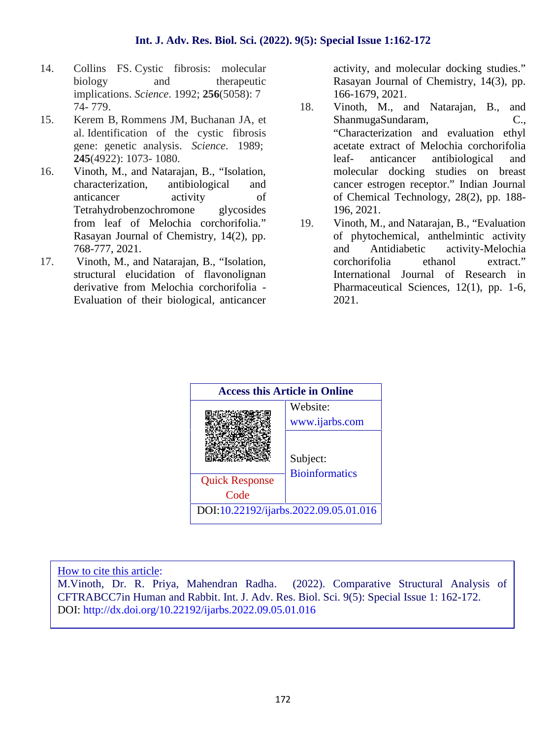14. Collins FS. Cystic fibrosis: molecular biology and therapeutic implications. *Science*. 1992; **256**(5058): 7 74- 779.
15. Kerem B, Rommens JM, Buchanan JA, et al. Identification of the cystic fibrosis gene: genetic analysis. *Science*. 1989; **245**(4922): 1073- 1080.
16. Vinoth, M., and Natarajan, B., "Isolation, characterization, antibiological and anticancer activity of Tetrahydrobenzochromone glycosides from leaf of Melochia corchorifolia." Rasayan Journal of Chemistry, 14(2), pp. 768-777, 2021.
17. Vinoth, M., and Natarajan, B., "Isolation, structural elucidation of flavonolignan derivative from Melochia corchorifolia - Evaluation of their biological, anticancer activity, and molecular docking studies." Rasayan Journal of Chemistry, 14(3), pp. 166-1679, 2021.
18. Vinoth, M., and Natarajan, B., and ShanmugaSundaram, C., "Characterization and evaluation ethyl acetate extract of Melochia corchorifolia leaf- anticancer antibiological and molecular docking studies on breast cancer estrogen receptor." Indian Journal of Chemical Technology, 28(2), pp. 188-196, 2021.
19. Vinoth, M., and Natarajan, B., "Evaluation of phytochemical, anthelmintic activity and Antidiabetic activity-Melochia corchorifolia ethanol extract." International Journal of Research in Pharmaceutical Sciences, 12(1), pp. 1-6, 2021.

| Access this Article in Online | |
|---|---|
| | Website: www.ijarbs.com |
| Quick Response Code | Subject: Bioinformatics |
| DOI:10.22192/ijarbs.2022.09.05.01.016 | |

How to cite this article:
M.Vinoth, Dr. R. Priya, Mahendran Radha. (2022). Comparative Structural Analysis of CFTRABCC7in Human and Rabbit. Int. J. Adv. Res. Biol. Sci. 9(5): Special Issue 1: 162-172.
DOI: http://dx.doi.org/10.22192/ijarbs.2022.09.05.01.016